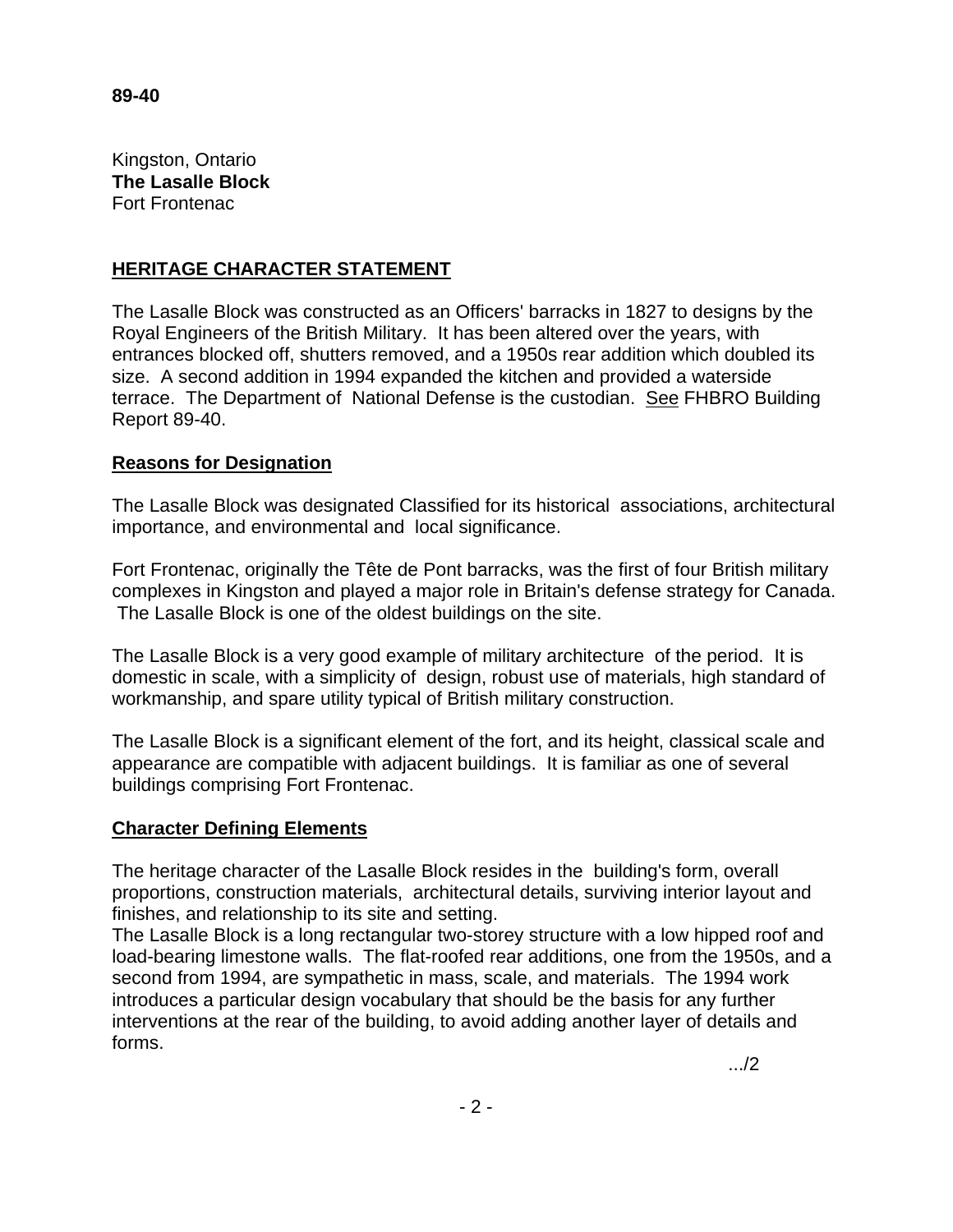**89-40**

Kingston, Ontario
**The Lasalle Block**
Fort Frontenac

## HERITAGE CHARACTER STATEMENT

The Lasalle Block was constructed as an Officers' barracks in 1827 to designs by the Royal Engineers of the British Military. It has been altered over the years, with entrances blocked off, shutters removed, and a 1950s rear addition which doubled its size. A second addition in 1994 expanded the kitchen and provided a waterside terrace. The Department of National Defense is the custodian. See FHBRO Building Report 89-40.

### Reasons for Designation

The Lasalle Block was designated Classified for its historical associations, architectural importance, and environmental and local significance.

Fort Frontenac, originally the Tête de Pont barracks, was the first of four British military complexes in Kingston and played a major role in Britain's defense strategy for Canada. The Lasalle Block is one of the oldest buildings on the site.

The Lasalle Block is a very good example of military architecture of the period. It is domestic in scale, with a simplicity of design, robust use of materials, high standard of workmanship, and spare utility typical of British military construction.

The Lasalle Block is a significant element of the fort, and its height, classical scale and appearance are compatible with adjacent buildings. It is familiar as one of several buildings comprising Fort Frontenac.

### Character Defining Elements

The heritage character of the Lasalle Block resides in the building's form, overall proportions, construction materials, architectural details, surviving interior layout and finishes, and relationship to its site and setting.

The Lasalle Block is a long rectangular two-storey structure with a low hipped roof and load-bearing limestone walls. The flat-roofed rear additions, one from the 1950s, and a second from 1994, are sympathetic in mass, scale, and materials. The 1994 work introduces a particular design vocabulary that should be the basis for any further interventions at the rear of the building, to avoid adding another layer of details and forms.

.../2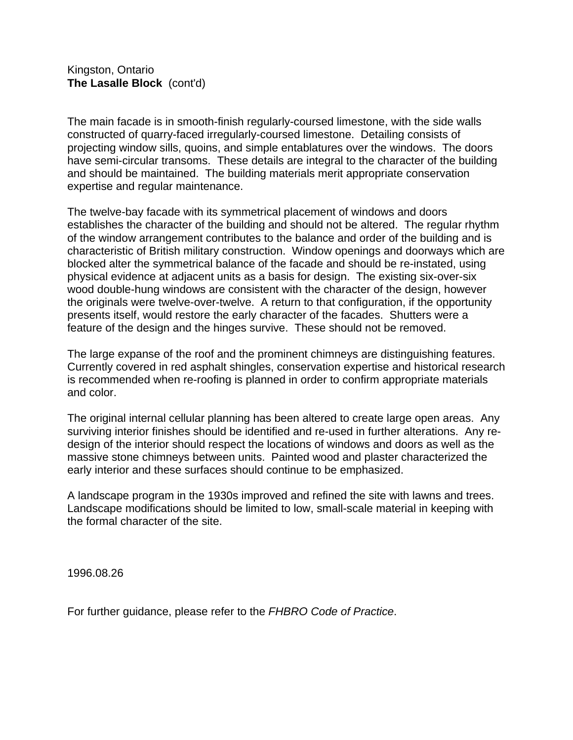Kingston, Ontario
**The Lasalle Block** (cont'd)

The main facade is in smooth-finish regularly-coursed limestone, with the side walls constructed of quarry-faced irregularly-coursed limestone. Detailing consists of projecting window sills, quoins, and simple entablatures over the windows. The doors have semi-circular transoms. These details are integral to the character of the building and should be maintained. The building materials merit appropriate conservation expertise and regular maintenance.

The twelve-bay facade with its symmetrical placement of windows and doors establishes the character of the building and should not be altered. The regular rhythm of the window arrangement contributes to the balance and order of the building and is characteristic of British military construction. Window openings and doorways which are blocked alter the symmetrical balance of the facade and should be re-instated, using physical evidence at adjacent units as a basis for design. The existing six-over-six wood double-hung windows are consistent with the character of the design, however the originals were twelve-over-twelve. A return to that configuration, if the opportunity presents itself, would restore the early character of the facades. Shutters were a feature of the design and the hinges survive. These should not be removed.

The large expanse of the roof and the prominent chimneys are distinguishing features. Currently covered in red asphalt shingles, conservation expertise and historical research is recommended when re-roofing is planned in order to confirm appropriate materials and color.

The original internal cellular planning has been altered to create large open areas. Any surviving interior finishes should be identified and re-used in further alterations. Any re-design of the interior should respect the locations of windows and doors as well as the massive stone chimneys between units. Painted wood and plaster characterized the early interior and these surfaces should continue to be emphasized.

A landscape program in the 1930s improved and refined the site with lawns and trees. Landscape modifications should be limited to low, small-scale material in keeping with the formal character of the site.

1996.08.26

For further guidance, please refer to the *FHBRO Code of Practice*.